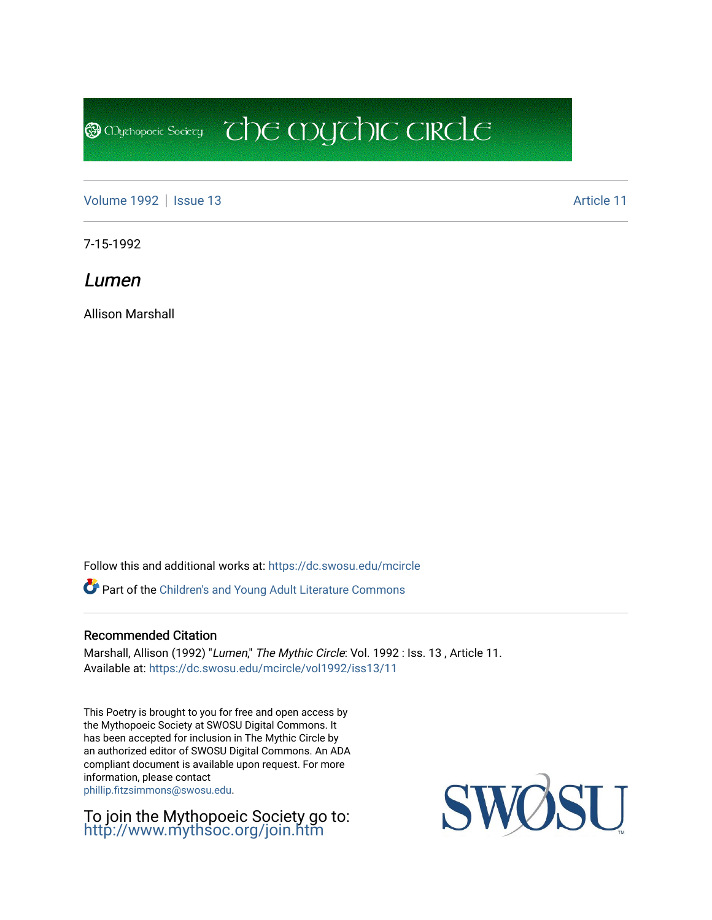The Mythic Circle

Volume 1992 | Issue 13 Article 11

7-15-1992

# *Lumen*

Allison Marshall

Follow this and additional works at: https://dc.swosu.edu/mcircle

Part of the Children's and Young Adult Literature Commons

## Recommended Citation

Marshall, Allison (1992) "*Lumen*," *The Mythic Circle*: Vol. 1992 : Iss. 13 , Article 11.
Available at: https://dc.swosu.edu/mcircle/vol1992/iss13/11

This Poetry is brought to you for free and open access by the Mythopoeic Society at SWOSU Digital Commons. It has been accepted for inclusion in The Mythic Circle by an authorized editor of SWOSU Digital Commons. An ADA compliant document is available upon request. For more information, please contact phillip.fitzsimmons@swosu.edu.

To join the Mythopoeic Society go to: http://www.mythsoc.org/join.htm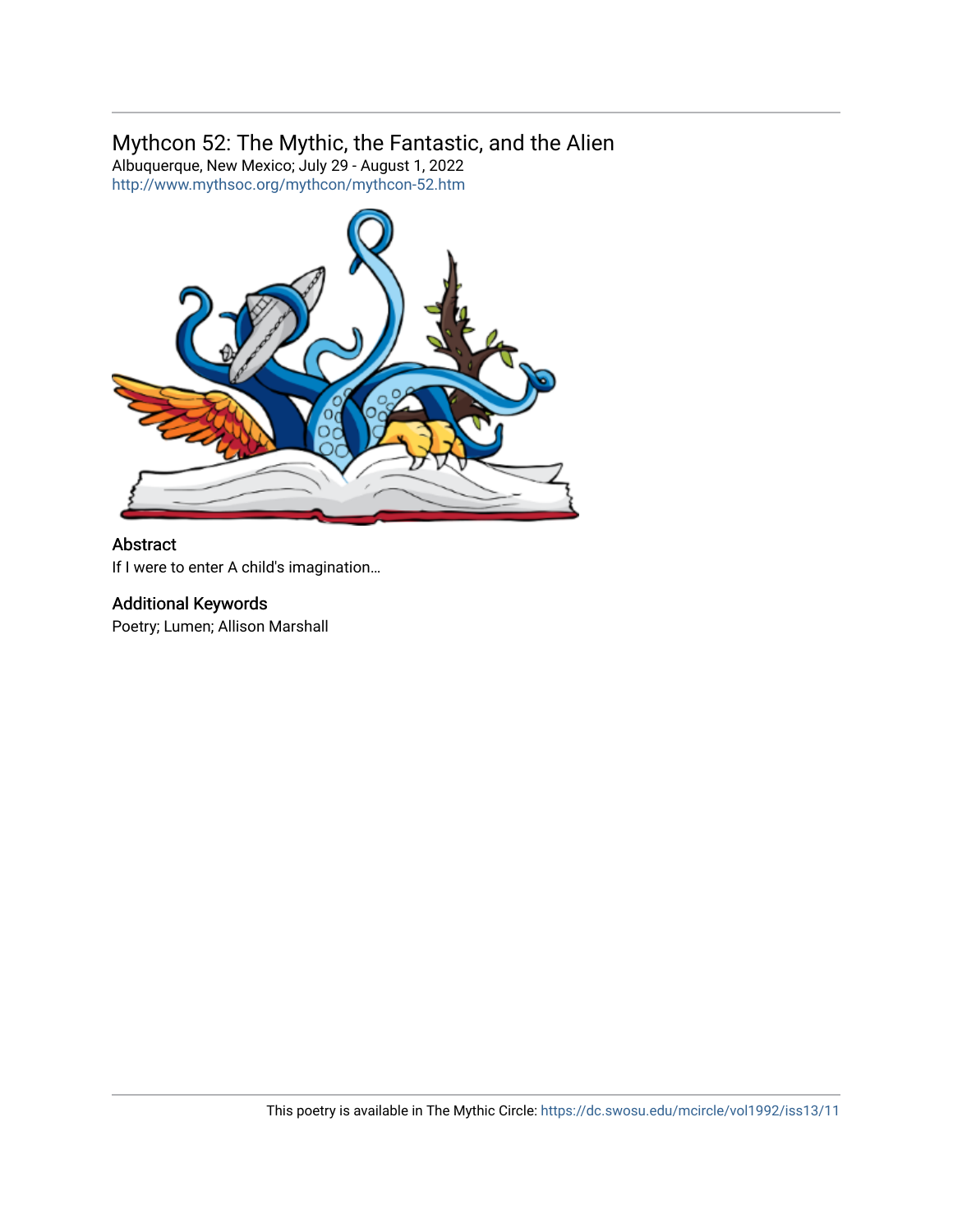## Mythcon 52: The Mythic, the Fantastic, and the Alien

Albuquerque, New Mexico; July 29 - August 1, 2022
http://www.mythsoc.org/mythcon/mythcon-52.htm

### Abstract

If I were to enter A child's imagination…

### Additional Keywords

Poetry; Lumen; Allison Marshall

This poetry is available in The Mythic Circle: https://dc.swosu.edu/mcircle/vol1992/iss13/11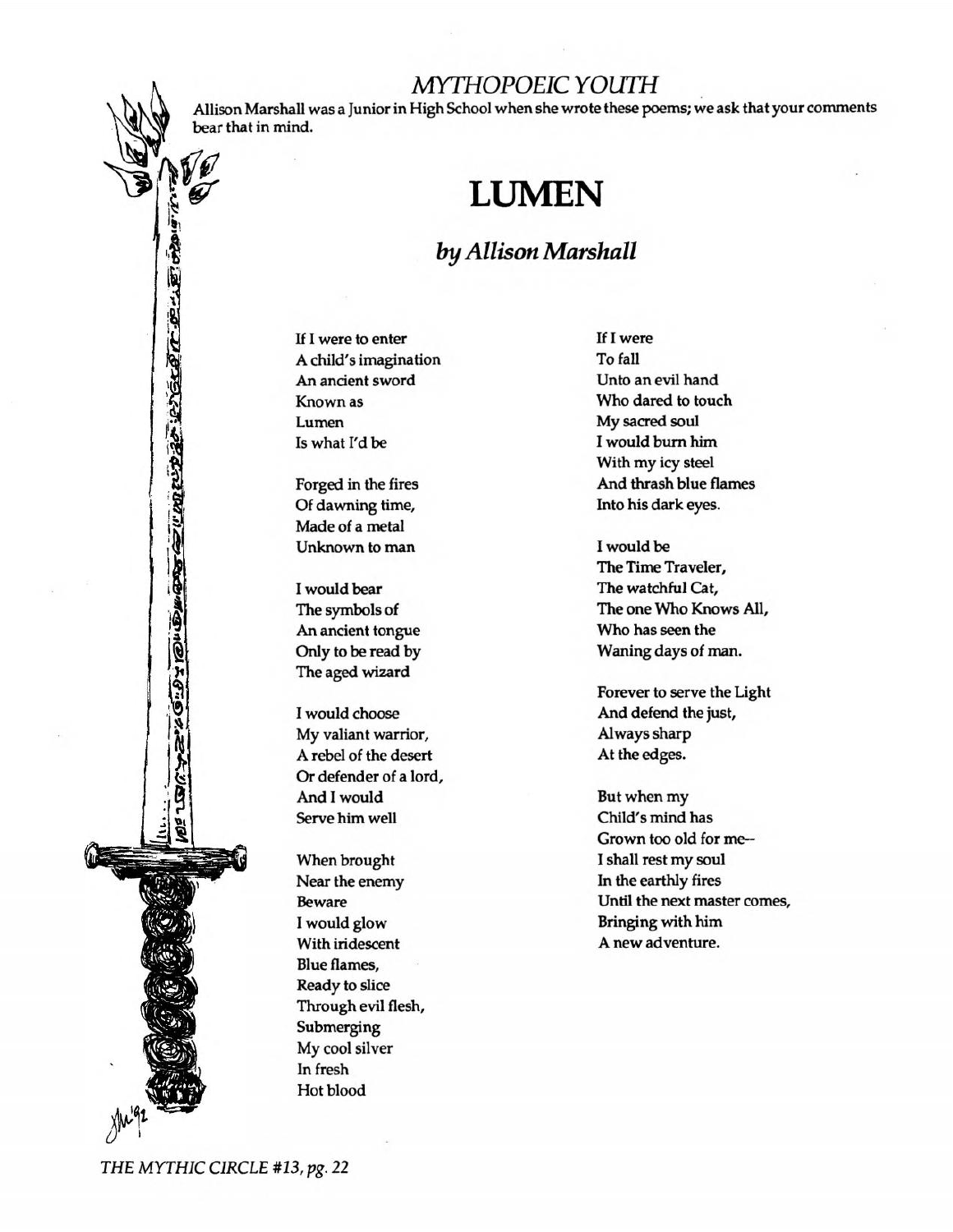## *MYTHOPOEIC YOUTH*

Allison Marshall was a Junior in High School when she wrote these poems; we ask that your comments bear that in mind.

# LUMEN

### *by Allison Marshall*

If I were to enter
A child's imagination
An ancient sword
Known as
Lumen
Is what I'd be

Forged in the fires
Of dawning time,
Made of a metal
Unknown to man

I would bear
The symbols of
An ancient tongue
Only to be read by
The aged wizard

I would choose
My valiant warrior,
A rebel of the desert
Or defender of a lord,
And I would
Serve him well

When brought
Near the enemy
Beware
I would glow
With iridescent
Blue flames,
Ready to slice
Through evil flesh,
Submerging
My cool silver
In fresh
Hot blood

If I were
To fall
Unto an evil hand
Who dared to touch
My sacred soul
I would burn him
With my icy steel
And thrash blue flames
Into his dark eyes.

I would be
The Time Traveler,
The watchful Cat,
The one Who Knows All,
Who has seen the
Waning days of man.

Forever to serve the Light
And defend the just,
Always sharp
At the edges.

But when my
Child's mind has
Grown too old for me--
I shall rest my soul
In the earthly fires
Until the next master comes,
Bringing with him
A new adventure.